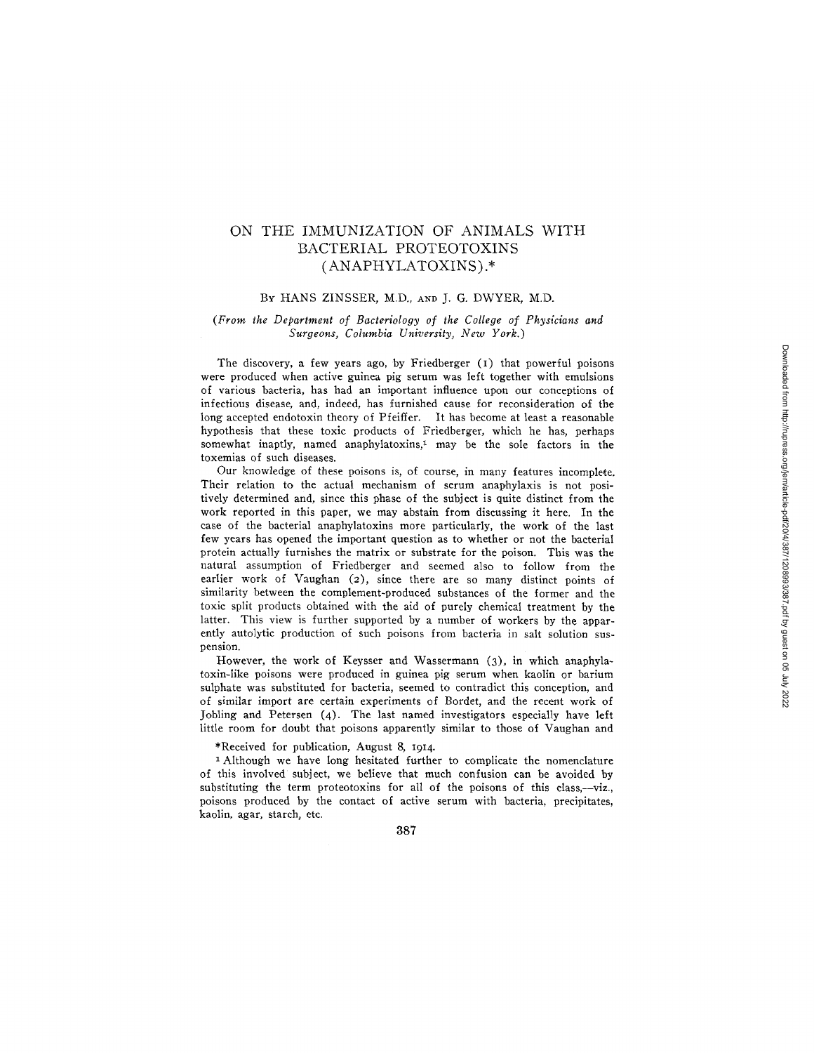# ON THE IMMUNIZATION OF ANIMALS WITH BACTERIAL PROTEOTOXINS (ANAPHYLATOXINS).*

BY HANS ZINSSER, M.D., AND J. G. DWYER, M.D.

*(From the Department of Bacteriology of the College of Physicians and Surgeons, Columbia University, New York.)*

The discovery, a few years ago, by Friedberger (1) that powerful poisons were produced when active guinea pig serum was left together with emulsions of various bacteria, has had an important influence upon our conceptions of infectious disease, and, indeed, has furnished cause for reconsideration of the long accepted endotoxin theory of Pfeiffer. It has become at least a reasonable hypothesis that these toxic products of Friedberger, which he has, perhaps somewhat inaptly, named anaphylatoxins,[1] may be the sole factors in the toxemias of such diseases.

Our knowledge of these poisons is, of course, in many features incomplete. Their relation to the actual mechanism of serum anaphylaxis is not positively determined and, since this phase of the subject is quite distinct from the work reported in this paper, we may abstain from discussing it here. In the case of the bacterial anaphylatoxins more particularly, the work of the last few years has opened the important question as to whether or not the bacterial protein actually furnishes the matrix or substrate for the poison. This was the natural assumption of Friedberger and seemed also to follow from the earlier work of Vaughan (2), since there are so many distinct points of similarity between the complement-produced substances of the former and the toxic split products obtained with the aid of purely chemical treatment by the latter. This view is further supported by a number of workers by the apparently autolytic production of such poisons from bacteria in salt solution suspension.

However, the work of Keysser and Wassermann (3), in which anaphylatoxin-like poisons were produced in guinea pig serum when kaolin or barium sulphate was substituted for bacteria, seemed to contradict this conception, and of similar import are certain experiments of Bordet, and the recent work of Jobling and Petersen (4). The last named investigators especially have left little room for doubt that poisons apparently similar to those of Vaughan and

*Received for publication, August 8, 1914.

[1] Although we have long hesitated further to complicate the nomenclature of this involved subject, we believe that much confusion can be avoided by substituting the term proteotoxins for all of the poisons of this class,—viz., poisons produced by the contact of active serum with bacteria, precipitates, kaolin, agar, starch, etc.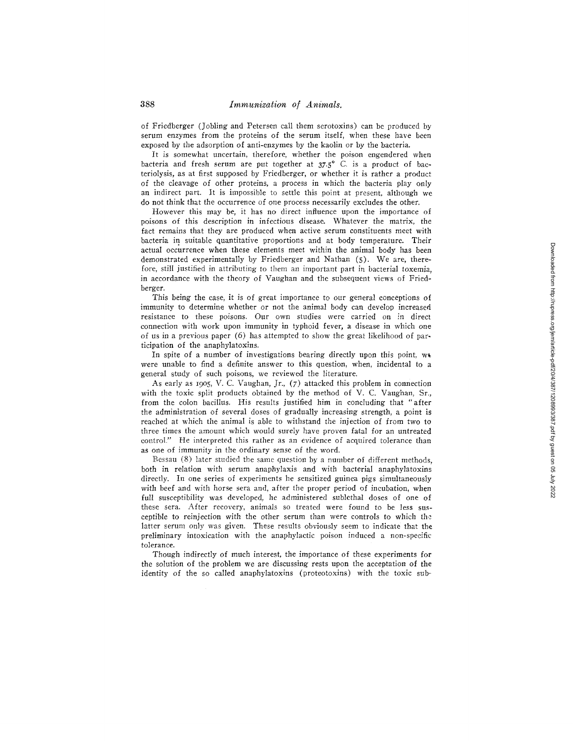of Friedberger (Jobling and Petersen call them serotoxins) can be produced by serum enzymes from the proteins of the serum itself, when these have been exposed by the adsorption of anti-enzymes by the kaolin or by the bacteria.

It is somewhat uncertain, therefore, whether the poison engendered when bacteria and fresh serum are put together at 37.5° C. is a product of bacteriolysis, as at first supposed by Friedberger, or whether it is rather a product of the cleavage of other proteins, a process in which the bacteria play only an indirect part. It is impossible to settle this point at present, although we do not think that the occurrence of one process necessarily excludes the other.

However this may be, it has no direct influence upon the importance of poisons of this description in infectious disease. Whatever the matrix, the fact remains that they are produced when active serum constituents meet with bacteria in suitable quantitative proportions and at body temperature. Their actual occurrence when these elements meet within the animal body has been demonstrated experimentally by Friedberger and Nathan (5). We are, therefore, still justified in attributing to them an important part in bacterial toxemia, in accordance with the theory of Vaughan and the subsequent views of Friedberger.

This being the case, it is of great importance to our general conceptions of immunity to determine whether or not the animal body can develop increased resistance to these poisons. Our own studies were carried on in direct connection with work upon immunity in typhoid fever, a disease in which one of us in a previous paper (6) has attempted to show the great likelihood of participation of the anaphylatoxins.

In spite of a number of investigations bearing directly upon this point, we were unable to find a definite answer to this question, when, incidental to a general study of such poisons, we reviewed the literature.

As early as 1905, V. C. Vaughan, Jr., (7) attacked this problem in connection with the toxic split products obtained by the method of V. C. Vaughan, Sr., from the colon bacillus. His results justified him in concluding that "after the administration of several doses of gradually increasing strength, a point is reached at which the animal is able to withstand the injection of from two to three times the amount which would surely have proven fatal for an untreated control." He interpreted this rather as an evidence of acquired tolerance than as one of immunity in the ordinary sense of the word.

Bessau (8) later studied the same question by a number of different methods, both in relation with serum anaphylaxis and with bacterial anaphylatoxins directly. In one series of experiments he sensitized guinea pigs simultaneously with beef and with horse sera and, after the proper period of incubation, when full susceptibility was developed, he administered sublethal doses of one of these sera. After recovery, animals so treated were found to be less susceptible to reinjection with the other serum than were controls to which the latter serum only was given. These results obviously seem to indicate that the preliminary intoxication with the anaphylactic poison induced a non-specific tolerance.

Though indirectly of much interest, the importance of these experiments for the solution of the problem we are discussing rests upon the acceptation of the identity of the so called anaphylatoxins (proteotoxins) with the toxic sub-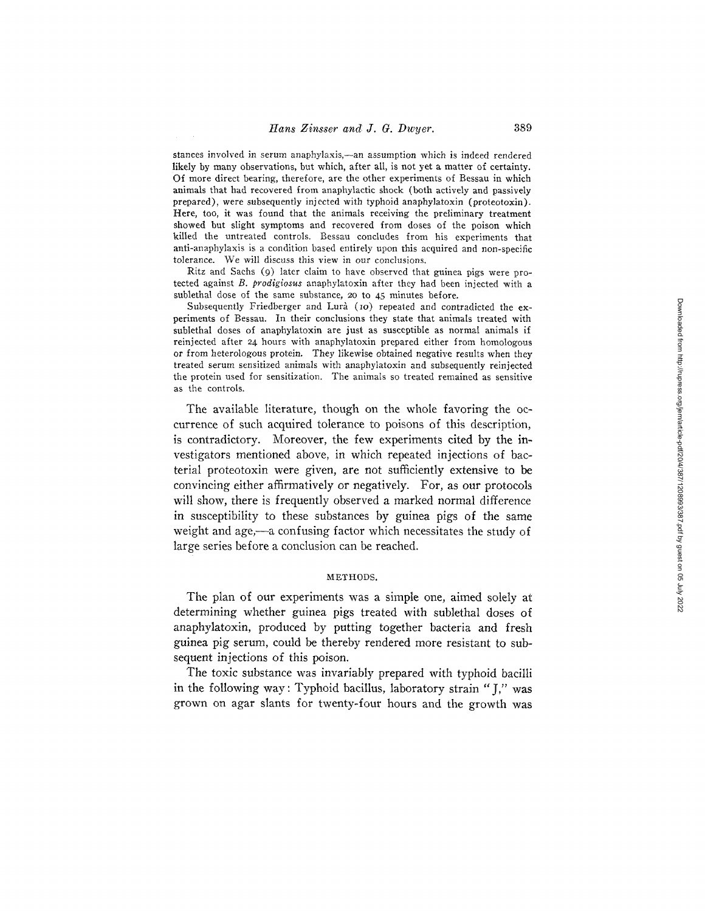stances involved in serum anaphylaxis,—an assumption which is indeed rendered likely by many observations, but which, after all, is not yet a matter of certainty. Of more direct bearing, therefore, are the other experiments of Bessau in which animals that had recovered from anaphylactic shock (both actively and passively prepared), were subsequently injected with typhoid anaphylatoxin (proteotoxin). Here, too, it was found that the animals receiving the preliminary treatment showed but slight symptoms and recovered from doses of the poison which killed the untreated controls. Bessau concludes from his experiments that anti-anaphylaxis is a condition based entirely upon this acquired and non-specific tolerance. We will discuss this view in our conclusions.

Ritz and Sachs (9) later claim to have observed that guinea pigs were protected against *B. prodigiosus* anaphylatoxin after they had been injected with a sublethal dose of the same substance, 20 to 45 minutes before.

Subsequently Friedberger and Lurà (10) repeated and contradicted the experiments of Bessau. In their conclusions they state that animals treated with sublethal doses of anaphylatoxin are just as susceptible as normal animals if reinjected after 24 hours with anaphylatoxin prepared either from homologous or from heterologous protein. They likewise obtained negative results when they treated serum sensitized animals with anaphylatoxin and subsequently reinjected the protein used for sensitization. The animals so treated remained as sensitive as the controls.

The available literature, though on the whole favoring the occurrence of such acquired tolerance to poisons of this description, is contradictory. Moreover, the few experiments cited by the investigators mentioned above, in which repeated injections of bacterial proteotoxin were given, are not sufficiently extensive to be convincing either affirmatively or negatively. For, as our protocols will show, there is frequently observed a marked normal difference in susceptibility to these substances by guinea pigs of the same weight and age,—a confusing factor which necessitates the study of large series before a conclusion can be reached.

## METHODS.

The plan of our experiments was a simple one, aimed solely at determining whether guinea pigs treated with sublethal doses of anaphylatoxin, produced by putting together bacteria and fresh guinea pig serum, could be thereby rendered more resistant to subsequent injections of this poison.

The toxic substance was invariably prepared with typhoid bacilli in the following way: Typhoid bacillus, laboratory strain "J," was grown on agar slants for twenty-four hours and the growth was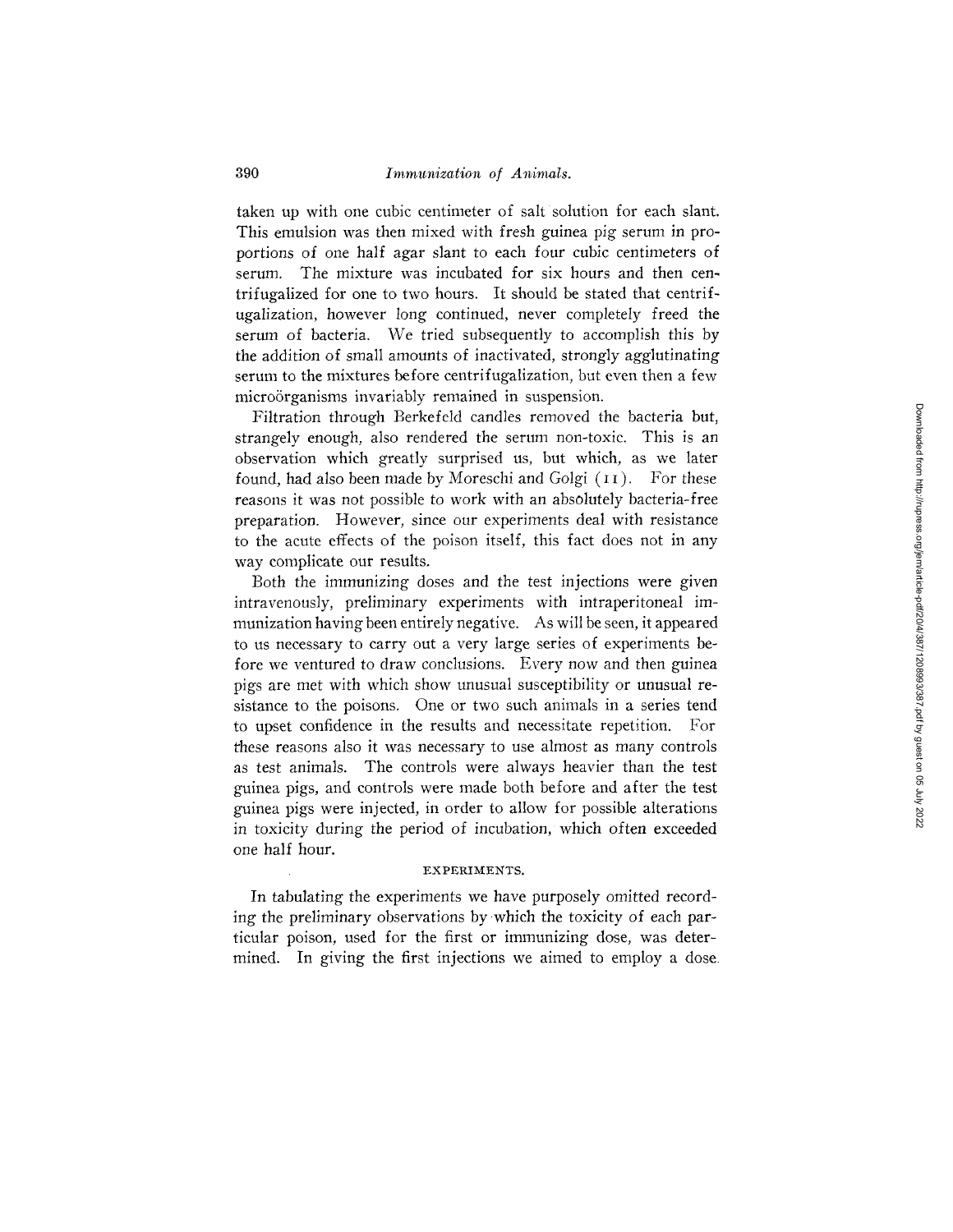taken up with one cubic centimeter of salt solution for each slant. This emulsion was then mixed with fresh guinea pig serum in proportions of one half agar slant to each four cubic centimeters of serum. The mixture was incubated for six hours and then centrifugalized for one to two hours. It should be stated that centrifugalization, however long continued, never completely freed the serum of bacteria. We tried subsequently to accomplish this by the addition of small amounts of inactivated, strongly agglutinating serum to the mixtures before centrifugalization, but even then a few microörganisms invariably remained in suspension.

Filtration through Berkefeld candles removed the bacteria but, strangely enough, also rendered the serum non-toxic. This is an observation which greatly surprised us, but which, as we later found, had also been made by Moreschi and Golgi (11). For these reasons it was not possible to work with an absolutely bacteria-free preparation. However, since our experiments deal with resistance to the acute effects of the poison itself, this fact does not in any way complicate our results.

Both the immunizing doses and the test injections were given intravenously, preliminary experiments with intraperitoneal immunization having been entirely negative. As will be seen, it appeared to us necessary to carry out a very large series of experiments before we ventured to draw conclusions. Every now and then guinea pigs are met with which show unusual susceptibility or unusual resistance to the poisons. One or two such animals in a series tend to upset confidence in the results and necessitate repetition. For these reasons also it was necessary to use almost as many controls as test animals. The controls were always heavier than the test guinea pigs, and controls were made both before and after the test guinea pigs were injected, in order to allow for possible alterations in toxicity during the period of incubation, which often exceeded one half hour.

## EXPERIMENTS.

In tabulating the experiments we have purposely omitted recording the preliminary observations by which the toxicity of each particular poison, used for the first or immunizing dose, was determined. In giving the first injections we aimed to employ a dose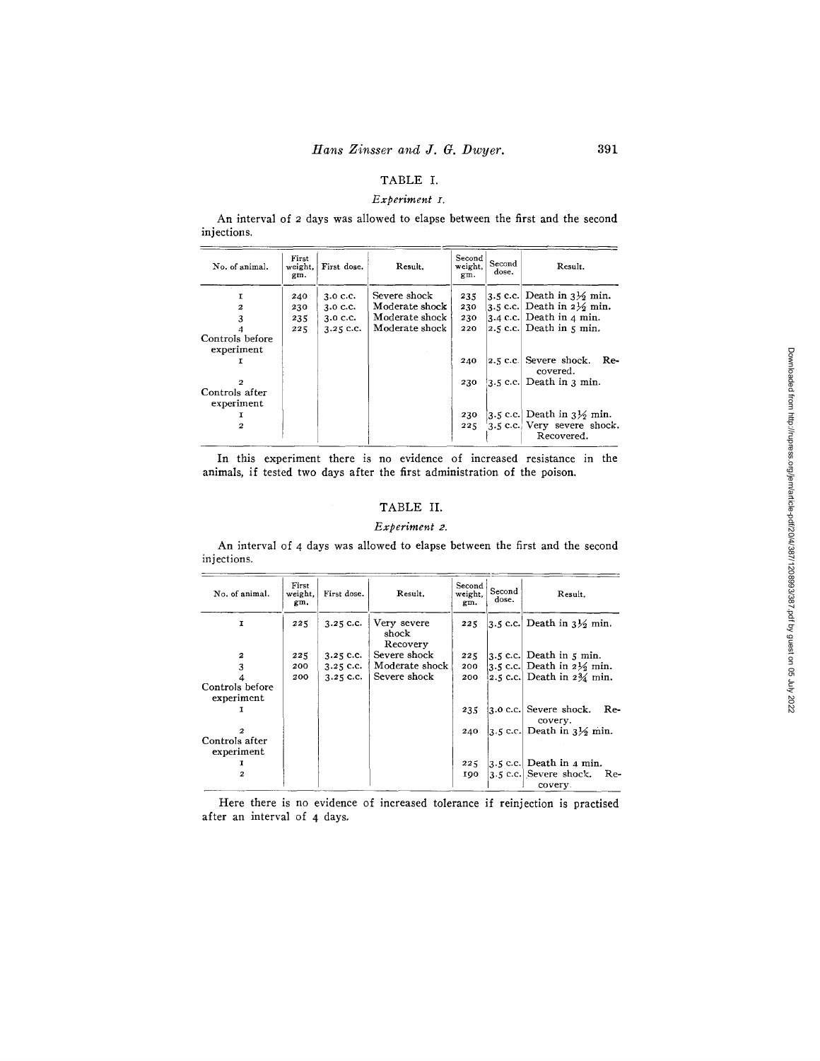## TABLE I.

*Experiment 1.*

An interval of 2 days was allowed to elapse between the first and the second injections.

| No. of animal. | First weight, gm. | First dose. | Result. | Second weight, gm. | Second dose. | Result. |
|---|---|---|---|---|---|---|
| 1 | 240 | 3.0 c.c. | Severe shock | 235 | 3.5 c.c. | Death in 3½ min. |
| 2 | 230 | 3.0 c.c. | Moderate shock | 230 | 3.5 c.c. | Death in 2½ min. |
| 3 | 235 | 3.0 c.c. | Moderate shock | 230 | 3.4 c.c. | Death in 4 min. |
| 4 | 225 | 3.25 c.c. | Moderate shock | 220 | 2.5 c.c. | Death in 5 min. |
| Controls before experiment | | | | | | |
| 1 | | | | 240 | 2.5 c.c. | Severe shock. Recovered. |
| 2 | | | | 230 | 3.5 c.c. | Death in 3 min. |
| Controls after experiment | | | | | | |
| 1 | | | | 230 | 3.5 c.c. | Death in 3½ min. |
| 2 | | | | 225 | 3.5 c.c. | Very severe shock. Recovered. |

In this experiment there is no evidence of increased resistance in the animals, if tested two days after the first administration of the poison.

## TABLE II.

*Experiment 2.*

An interval of 4 days was allowed to elapse between the first and the second injections.

| No. of animal. | First weight, gm. | First dose. | Result. | Second weight, gm. | Second dose. | Result. |
|---|---|---|---|---|---|---|
| 1 | 225 | 3.25 c.c. | Very severe shock Recovery | 225 | 3.5 c.c. | Death in 3½ min. |
| 2 | 225 | 3.25 c.c. | Severe shock | 225 | 3.5 c.c. | Death in 5 min. |
| 3 | 200 | 3.25 c.c. | Moderate shock | 200 | 3.5 c.c. | Death in 2½ min. |
| 4 | 200 | 3.25 c.c. | Severe shock | 200 | 2.5 c.c. | Death in 2¾ min. |
| Controls before experiment | | | | | | |
| 1 | | | | 235 | 3.0 c.c. | Severe shock. Recovery. |
| 2 | | | | 240 | 3.5 c.c. | Death in 3½ min. |
| Controls after experiment | | | | | | |
| 1 | | | | 225 | 3.5 c.c. | Death in 4 min. |
| 2 | | | | 190 | 3.5 c.c. | Severe shock. Recovery. |

Here there is no evidence of increased tolerance if reinjection is practised after an interval of 4 days.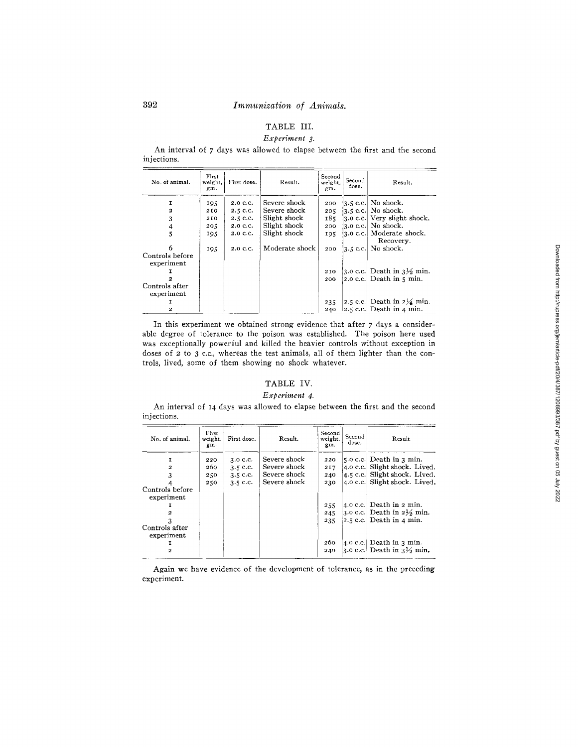## TABLE III.

*Experiment 3.*

An interval of 7 days was allowed to elapse between the first and the second injections.

| No. of animal. | First weight, gm. | First dose. | Result. | Second weight, gm. | Second dose. | Result. |
|---|---|---|---|---|---|---|
| 1 | 195 | 2.0 c.c. | Severe shock | 200 | 3.5 c.c. | No shock. |
| 2 | 210 | 2.5 c.c. | Severe shock | 205 | 3.5 c.c. | No shock. |
| 3 | 210 | 2.5 c.c. | Slight shock | 185 | 3.0 c.c. | Very slight shock. |
| 4 | 205 | 2.0 c.c. | Slight shock | 200 | 3.0 c.c. | No shock. |
| 5 | 195 | 2.0 c.c. | Slight shock | 195 | 3.0 c.c. | Moderate shock. Recovery. |
| 6 | 195 | 2.0 c.c. | Moderate shock | 200 | 3.5 c.c. | No shock. |
| Controls before experiment | | | | | | |
| 1 | | | | 210 | 3.0 c.c. | Death in 3½ min. |
| 2 | | | | 200 | 2.0 c.c. | Death in 5 min. |
| Controls after experiment | | | | | | |
| 1 | | | | 235 | 2.5 c.c. | Death in 2¼ min. |
| 2 | | | | 240 | 2.5 c.c. | Death in 4 min. |

In this experiment we obtained strong evidence that after 7 days a considerable degree of tolerance to the poison was established. The poison here used was exceptionally powerful and killed the heavier controls without exception in doses of 2 to 3 c.c., whereas the test animals, all of them lighter than the controls, lived, some of them showing no shock whatever.

## TABLE IV.

*Experiment 4.*

An interval of 14 days was allowed to elapse between the first and the second injections.

| No. of animal. | First weight, gm. | First dose. | Result. | Second weight, gm. | Second dose. | Result |
|---|---|---|---|---|---|---|
| 1 | 220 | 3.0 c.c. | Severe shock | 220 | 5.0 c.c. | Death in 3 min. |
| 2 | 260 | 3.5 c.c. | Severe shock | 217 | 4.0 c.c. | Slight shock. Lived. |
| 3 | 250 | 3.5 c.c. | Severe shock | 240 | 4.5 c.c. | Slight shock. Lived. |
| 4 | 250 | 3.5 c.c. | Severe shock | 230 | 4.0 c.c. | Slight shock. Lived. |
| Controls before experiment | | | | | | |
| 1 | | | | 255 | 4.0 c.c. | Death in 2 min. |
| 2 | | | | 245 | 3.0 c.c. | Death in 2½ min. |
| 3 | | | | 235 | 2.5 c.c. | Death in 4 min. |
| Controls after experiment | | | | | | |
| 1 | | | | 260 | 4.0 c.c. | Death in 3 min. |
| 2 | | | | 240 | 3.0 c.c. | Death in 3½ min. |

Again we have evidence of the development of tolerance, as in the preceding experiment.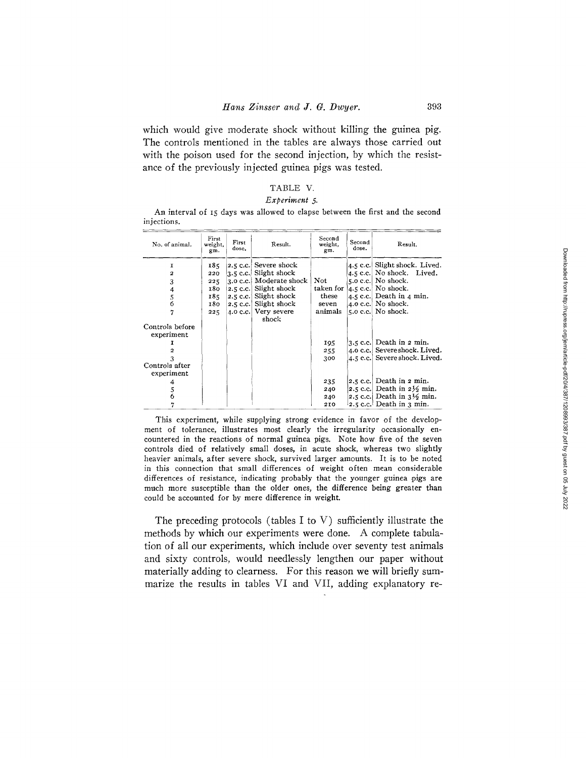which would give moderate shock without killing the guinea pig. The controls mentioned in the tables are always those carried out with the poison used for the second injection, by which the resistance of the previously injected guinea pigs was tested.

### TABLE V.

*Experiment 5.*

An interval of 15 days was allowed to elapse between the first and the second injections.

| No. of animal. | First weight, gm. | First dose. | Result. | Second weight, gm. | Second dose. | Result. |
|---|---|---|---|---|---|---|
| 1 | 185 | 2.5 c.c. | Severe shock | | 4.5 c.c. | Slight shock. Lived. |
| 2 | 220 | 3.5 c.c. | Slight shock | | 4.5 c.c. | No shock. Lived. |
| 3 | 225 | 3.0 c.c. | Moderate shock | Not | 5.0 c.c. | No shock. |
| 4 | 180 | 2.5 c.c. | Slight shock | taken for | 4.5 c.c. | No shock. |
| 5 | 185 | 2.5 c.c. | Slight shock | these | 4.5 c.c. | Death in 4 min. |
| 6 | 180 | 2.5 c.c. | Slight shock | seven | 4.0 c.c. | No shock. |
| 7 | 225 | 4.0 c.c. | Very severe shock | animals | 5.0 c.c. | No shock. |
| Controls before experiment | | | | | | |
| 1 | | | | 195 | 3.5 c.c. | Death in 2 min. |
| 2 | | | | 255 | 4.0 c.c. | Severe shock. Lived. |
| 3 | | | | 300 | 4.5 c.c. | Severe shock. Lived. |
| Controls after experiment | | | | | | |
| 4 | | | | 235 | 2.5 c.c. | Death in 2 min. |
| 5 | | | | 240 | 2.5 c.c. | Death in 2½ min. |
| 6 | | | | 240 | 2.5 c.c. | Death in 3½ min. |
| 7 | | | | 210 | 2.5 c.c. | Death in 3 min. |

This experiment, while supplying strong evidence in favor of the development of tolerance, illustrates most clearly the irregularity occasionally encountered in the reactions of normal guinea pigs. Note how five of the seven controls died of relatively small doses, in acute shock, whereas two slightly heavier animals, after severe shock, survived larger amounts. It is to be noted in this connection that small differences of weight often mean considerable differences of resistance, indicating probably that the younger guinea pigs are much more susceptible than the older ones, the difference being greater than could be accounted for by mere difference in weight.

The preceding protocols (tables I to V) sufficiently illustrate the methods by which our experiments were done. A complete tabulation of all our experiments, which include over seventy test animals and sixty controls, would needlessly lengthen our paper without materially adding to clearness. For this reason we will briefly summarize the results in tables VI and VII, adding explanatory re-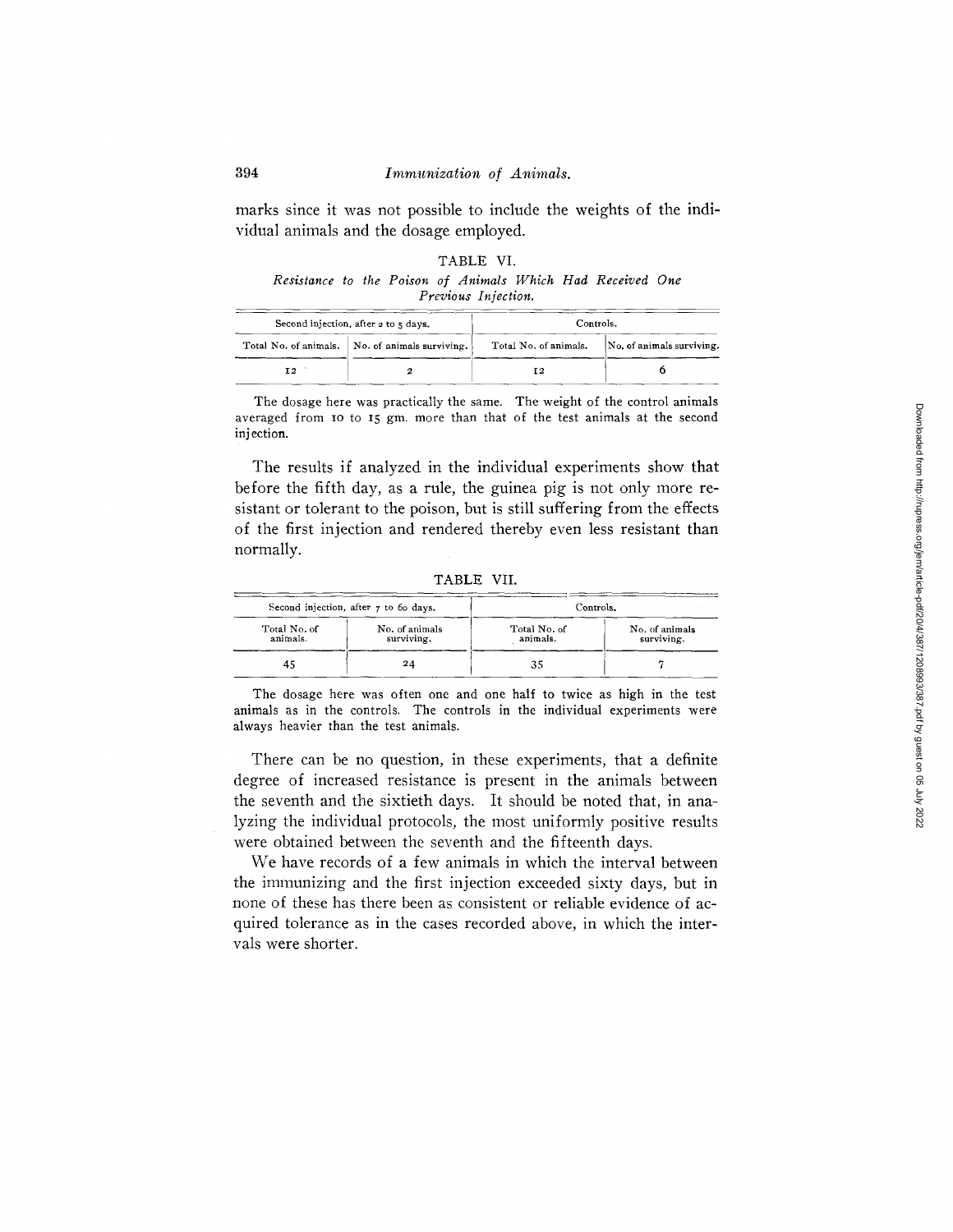marks since it was not possible to include the weights of the individual animals and the dosage employed.

TABLE VI.

*Resistance to the Poison of Animals Which Had Received One Previous Injection.*

| Second injection, after 2 to 5 days. | | Controls. | |
|---|---|---|---|
| Total No. of animals. | No. of animals surviving. | Total No. of animals. | No. of animals surviving. |
| 12 | 2 | 12 | 6 |

The dosage here was practically the same. The weight of the control animals averaged from 10 to 15 gm. more than that of the test animals at the second injection.

The results if analyzed in the individual experiments show that before the fifth day, as a rule, the guinea pig is not only more resistant or tolerant to the poison, but is still suffering from the effects of the first injection and rendered thereby even less resistant than normally.

TABLE VII.

| Second injection, after 7 to 60 days. | | Controls. | |
|---|---|---|---|
| Total No. of animals. | No. of animals surviving. | Total No. of animals. | No. of animals surviving. |
| 45 | 24 | 35 | 7 |

The dosage here was often one and one half to twice as high in the test animals as in the controls. The controls in the individual experiments were always heavier than the test animals.

There can be no question, in these experiments, that a definite degree of increased resistance is present in the animals between the seventh and the sixtieth days. It should be noted that, in analyzing the individual protocols, the most uniformly positive results were obtained between the seventh and the fifteenth days.

We have records of a few animals in which the interval between the immunizing and the first injection exceeded sixty days, but in none of these has there been as consistent or reliable evidence of acquired tolerance as in the cases recorded above, in which the intervals were shorter.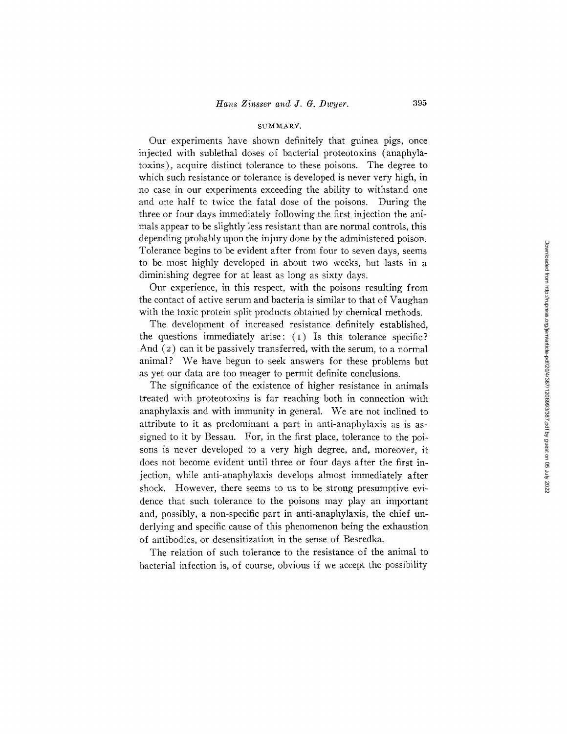## SUMMARY.

Our experiments have shown definitely that guinea pigs, once injected with sublethal doses of bacterial proteotoxins (anaphylatoxins), acquire distinct tolerance to these poisons. The degree to which such resistance or tolerance is developed is never very high, in no case in our experiments exceeding the ability to withstand one and one half to twice the fatal dose of the poisons. During the three or four days immediately following the first injection the animals appear to be slightly less resistant than are normal controls, this depending probably upon the injury done by the administered poison. Tolerance begins to be evident after from four to seven days, seems to be most highly developed in about two weeks, but lasts in a diminishing degree for at least as long as sixty days.

Our experience, in this respect, with the poisons resulting from the contact of active serum and bacteria is similar to that of Vaughan with the toxic protein split products obtained by chemical methods.

The development of increased resistance definitely established, the questions immediately arise: (1) Is this tolerance specific? And (2) can it be passively transferred, with the serum, to a normal animal? We have begun to seek answers for these problems but as yet our data are too meager to permit definite conclusions.

The significance of the existence of higher resistance in animals treated with proteotoxins is far reaching both in connection with anaphylaxis and with immunity in general. We are not inclined to attribute to it as predominant a part in anti-anaphylaxis as is assigned to it by Bessau. For, in the first place, tolerance to the poisons is never developed to a very high degree, and, moreover, it does not become evident until three or four days after the first injection, while anti-anaphylaxis develops almost immediately after shock. However, there seems to us to be strong presumptive evidence that such tolerance to the poisons may play an important and, possibly, a non-specific part in anti-anaphylaxis, the chief underlying and specific cause of this phenomenon being the exhaustion of antibodies, or desensitization in the sense of Besredka.

The relation of such tolerance to the resistance of the animal to bacterial infection is, of course, obvious if we accept the possibility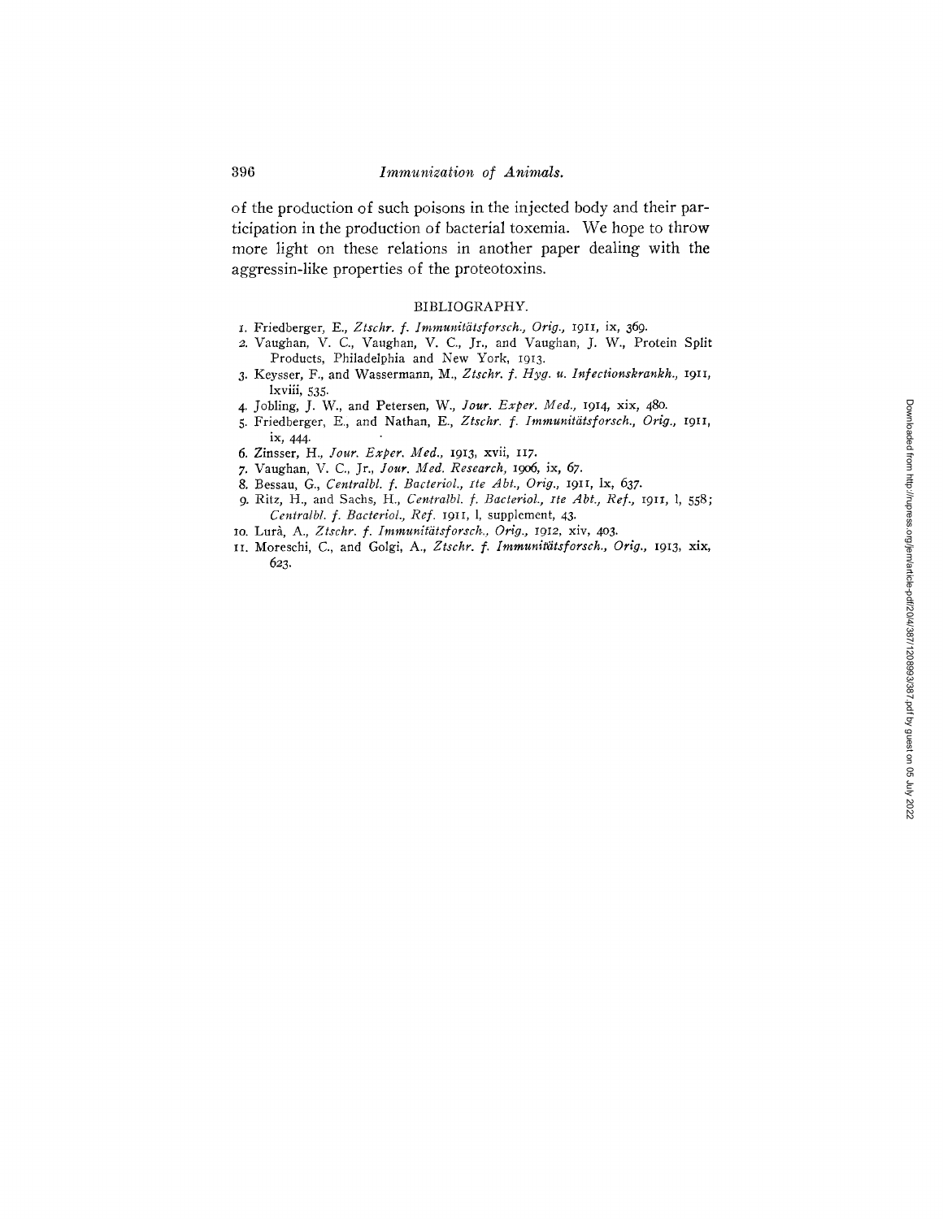of the production of such poisons in the injected body and their participation in the production of bacterial toxemia. We hope to throw more light on these relations in another paper dealing with the aggressin-like properties of the proteotoxins.

## BIBLIOGRAPHY.

1. Friedberger, E., *Ztschr. f. Immunitätsforsch., Orig.*, 1911, ix, 369.
2. Vaughan, V. C., Vaughan, V. C., Jr., and Vaughan, J. W., Protein Split Products, Philadelphia and New York, 1913.
3. Keysser, F., and Wassermann, M., *Ztschr. f. Hyg. u. Infectionskrankh.*, 1911, lxviii, 535.
4. Jobling, J. W., and Petersen, W., *Jour. Exper. Med.*, 1914, xix, 480.
5. Friedberger, E., and Nathan, E., *Ztschr. f. Immunitätsforsch., Orig.*, 1911, ix, 444.
6. Zinsser, H., *Jour. Exper. Med.*, 1913, xvii, 117.
7. Vaughan, V. C., Jr., *Jour. Med. Research*, 1906, ix, 67.
8. Bessau, G., *Centralbl. f. Bacteriol., 1te Abt., Orig.*, 1911, lx, 637.
9. Ritz, H., and Sachs, H., *Centralbl. f. Bacteriol., 1te Abt., Ref.*, 1911, l, 558; *Centralbl. f. Bacteriol., Ref.* 1911, l, supplement, 43.
10. Lurà, A., *Ztschr. f. Immunitätsforsch., Orig.*, 1912, xiv, 403.
11. Moreschi, C., and Golgi, A., *Ztschr. f. Immunitätsforsch., Orig.*, 1913, xix, 623.